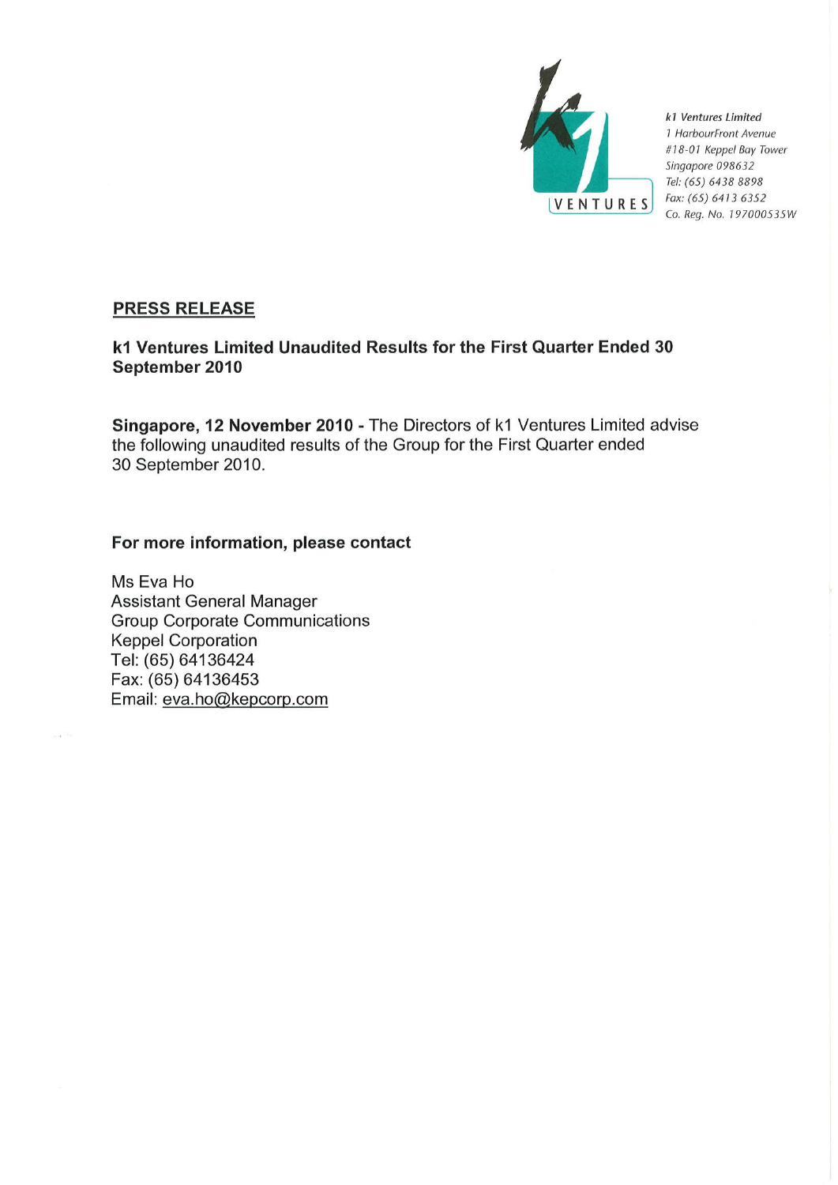k1 Ventures Limited
1 HarbourFront Avenue
#18-01 Keppel Bay Tower
Singapore 098632
Tel: (65) 6438 8898
Fax: (65) 6413 6352
Co. Reg. No. 197000535W

**PRESS RELEASE**

**k1 Ventures Limited Unaudited Results for the First Quarter Ended 30 September 2010**

**Singapore, 12 November 2010 -** The Directors of k1 Ventures Limited advise the following unaudited results of the Group for the First Quarter ended 30 September 2010.

**For more information, please contact**

Ms Eva Ho
Assistant General Manager
Group Corporate Communications
Keppel Corporation
Tel: (65) 64136424
Fax: (65) 64136453
Email: eva.ho@kepcorp.com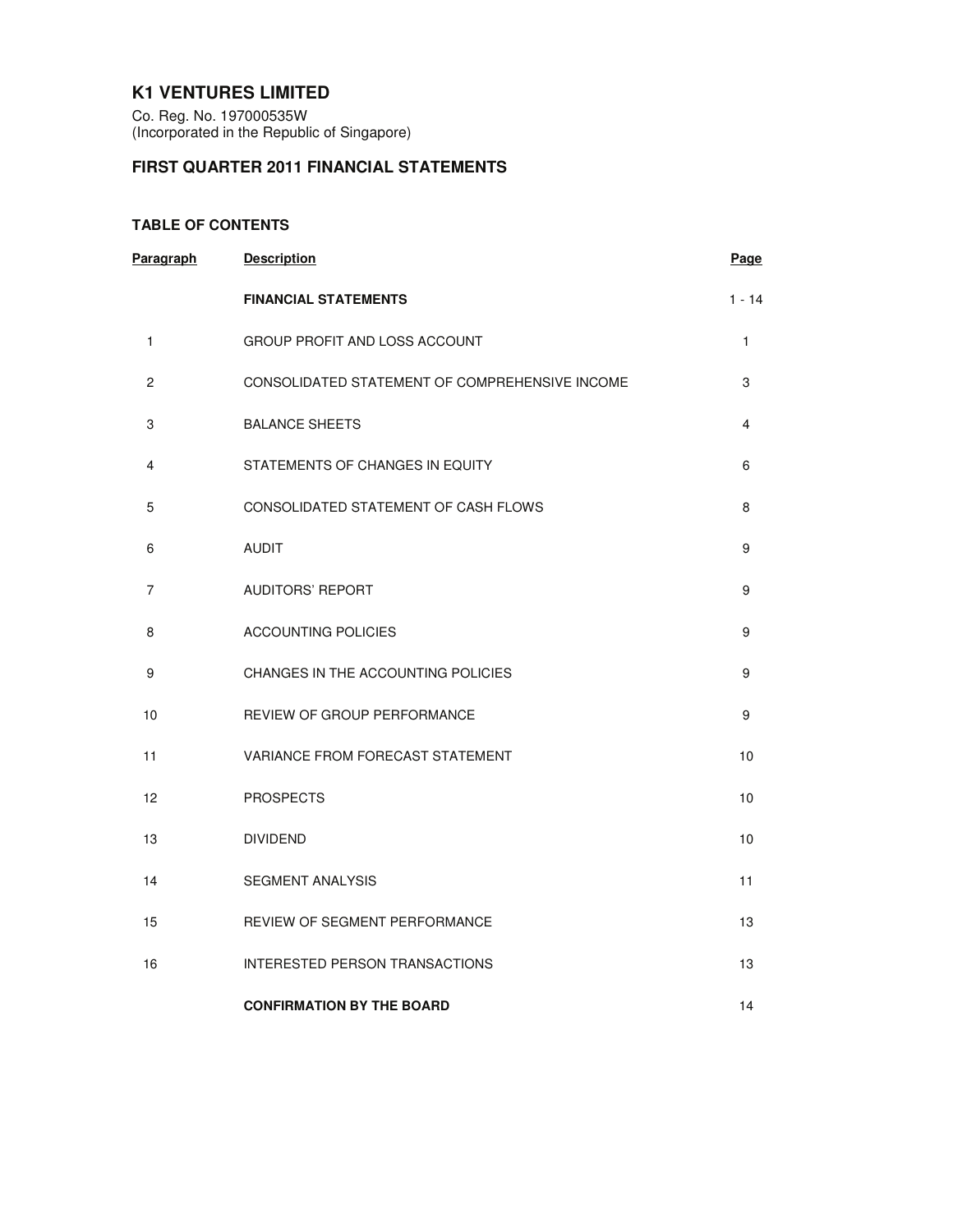# K1 VENTURES LIMITED

Co. Reg. No. 197000535W
(Incorporated in the Republic of Singapore)

## FIRST QUARTER 2011 FINANCIAL STATEMENTS

### TABLE OF CONTENTS

| Paragraph | Description | Page |
|---|---|---|
| | **FINANCIAL STATEMENTS** | 1 - 14 |
| 1 | GROUP PROFIT AND LOSS ACCOUNT | 1 |
| 2 | CONSOLIDATED STATEMENT OF COMPREHENSIVE INCOME | 3 |
| 3 | BALANCE SHEETS | 4 |
| 4 | STATEMENTS OF CHANGES IN EQUITY | 6 |
| 5 | CONSOLIDATED STATEMENT OF CASH FLOWS | 8 |
| 6 | AUDIT | 9 |
| 7 | AUDITORS' REPORT | 9 |
| 8 | ACCOUNTING POLICIES | 9 |
| 9 | CHANGES IN THE ACCOUNTING POLICIES | 9 |
| 10 | REVIEW OF GROUP PERFORMANCE | 9 |
| 11 | VARIANCE FROM FORECAST STATEMENT | 10 |
| 12 | PROSPECTS | 10 |
| 13 | DIVIDEND | 10 |
| 14 | SEGMENT ANALYSIS | 11 |
| 15 | REVIEW OF SEGMENT PERFORMANCE | 13 |
| 16 | INTERESTED PERSON TRANSACTIONS | 13 |
| | **CONFIRMATION BY THE BOARD** | 14 |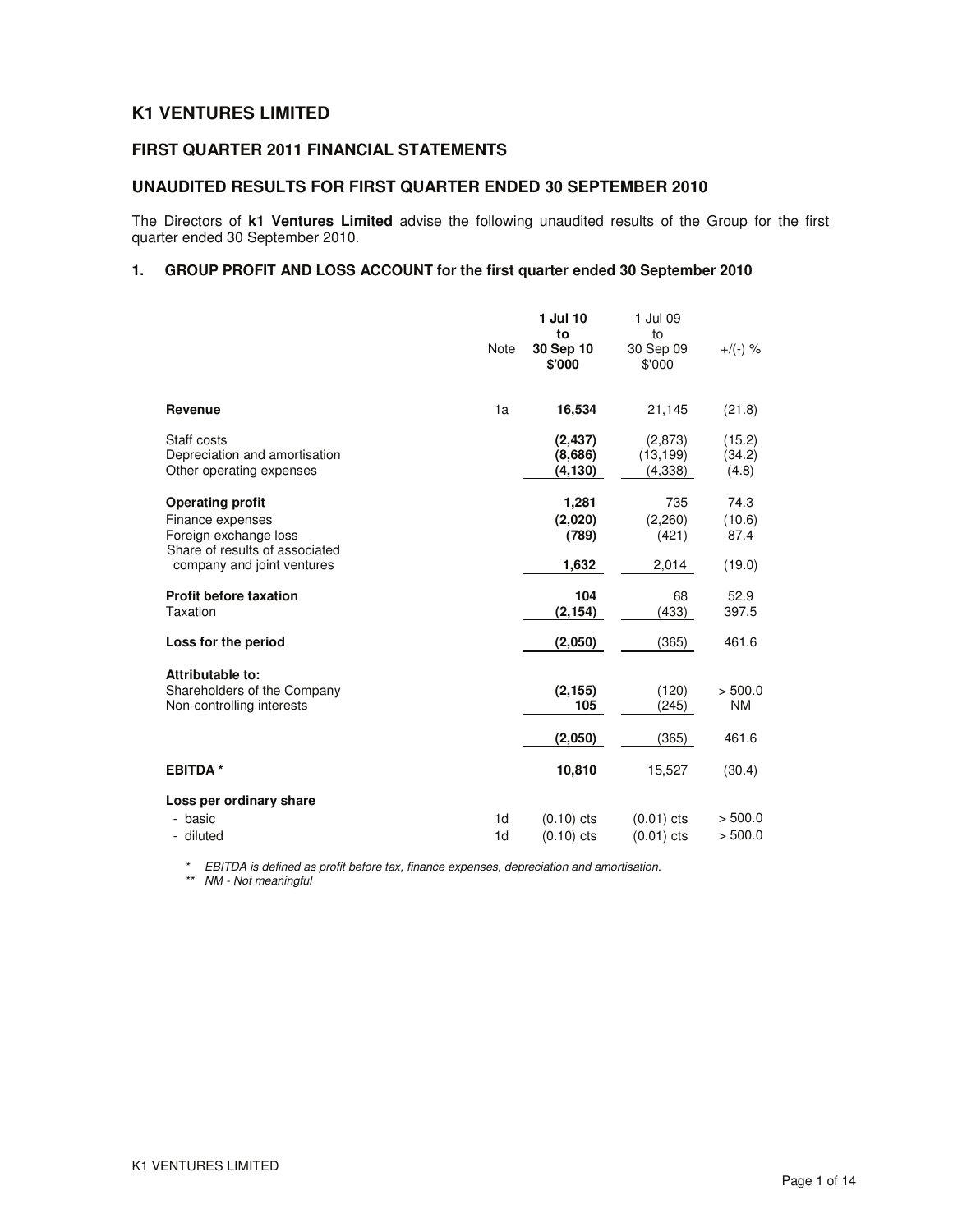# K1 VENTURES LIMITED

## FIRST QUARTER 2011 FINANCIAL STATEMENTS

## UNAUDITED RESULTS FOR FIRST QUARTER ENDED 30 SEPTEMBER 2010

The Directors of **k1 Ventures Limited** advise the following unaudited results of the Group for the first quarter ended 30 September 2010.

### 1. GROUP PROFIT AND LOSS ACCOUNT for the first quarter ended 30 September 2010

| | Note | **1 Jul 10 to 30 Sep 10 $'000** | 1 Jul 09 to 30 Sep 09 $'000 | +/(-) % |
|---|---|---|---|---|
| **Revenue** | 1a | **16,534** | 21,145 | (21.8) |
| Staff costs | | **(2,437)** | (2,873) | (15.2) |
| Depreciation and amortisation | | **(8,686)** | (13,199) | (34.2) |
| Other operating expenses | | **(4,130)** | (4,338) | (4.8) |
| **Operating profit** | | **1,281** | 735 | 74.3 |
| Finance expenses | | **(2,020)** | (2,260) | (10.6) |
| Foreign exchange loss | | **(789)** | (421) | 87.4 |
| Share of results of associated company and joint ventures | | **1,632** | 2,014 | (19.0) |
| **Profit before taxation** | | **104** | 68 | 52.9 |
| Taxation | | **(2,154)** | (433) | 397.5 |
| **Loss for the period** | | **(2,050)** | (365) | 461.6 |
| **Attributable to:** | | | | |
| Shareholders of the Company | | **(2,155)** | (120) | > 500.0 |
| Non-controlling interests | | **105** | (245) | NM |
| | | **(2,050)** | (365) | 461.6 |
| **EBITDA \*** | | **10,810** | 15,527 | (30.4) |
| **Loss per ordinary share** | | | | |
| - basic | 1d | (0.10) cts | (0.01) cts | > 500.0 |
| - diluted | 1d | (0.10) cts | (0.01) cts | > 500.0 |

*\* EBITDA is defined as profit before tax, finance expenses, depreciation and amortisation.*

*\*\* NM - Not meaningful*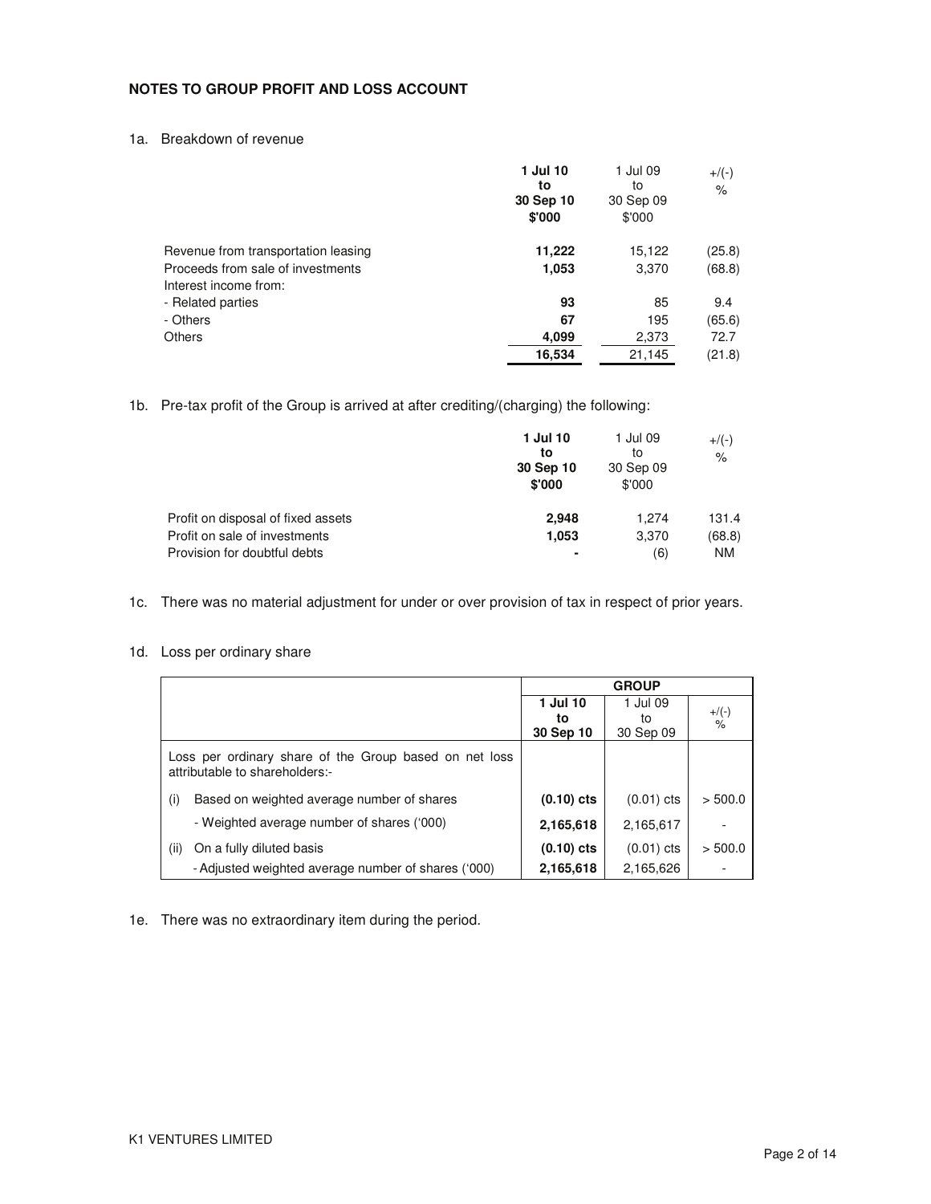**NOTES TO GROUP PROFIT AND LOSS ACCOUNT**

1a. Breakdown of revenue

| | **1 Jul 10 to 30 Sep 10 \$'000** | 1 Jul 09 to 30 Sep 09 \$'000 | +/(-) % |
|---|---|---|---|
| Revenue from transportation leasing | **11,222** | 15,122 | (25.8) |
| Proceeds from sale of investments | **1,053** | 3,370 | (68.8) |
| Interest income from: | | | |
| - Related parties | **93** | 85 | 9.4 |
| - Others | **67** | 195 | (65.6) |
| Others | **4,099** | 2,373 | 72.7 |
| | **16,534** | 21,145 | (21.8) |

1b. Pre-tax profit of the Group is arrived at after crediting/(charging) the following:

| | **1 Jul 10 to 30 Sep 10 \$'000** | 1 Jul 09 to 30 Sep 09 \$'000 | +/(-) % |
|---|---|---|---|
| Profit on disposal of fixed assets | **2,948** | 1,274 | 131.4 |
| Profit on sale of investments | **1,053** | 3,370 | (68.8) |
| Provision for doubtful debts | **-** | (6) | NM |

1c. There was no material adjustment for under or over provision of tax in respect of prior years.

1d. Loss per ordinary share

| | **GROUP** | | |
|---|---|---|---|
| | **1 Jul 10 to 30 Sep 10** | 1 Jul 09 to 30 Sep 09 | +/(-) % |
| Loss per ordinary share of the Group based on net loss attributable to shareholders:- | | | |
| (i) Based on weighted average number of shares | **(0.10) cts** | (0.01) cts | > 500.0 |
| - Weighted average number of shares ('000) | **2,165,618** | 2,165,617 | - |
| (ii) On a fully diluted basis | **(0.10) cts** | (0.01) cts | > 500.0 |
| - Adjusted weighted average number of shares ('000) | **2,165,618** | 2,165,626 | - |

1e. There was no extraordinary item during the period.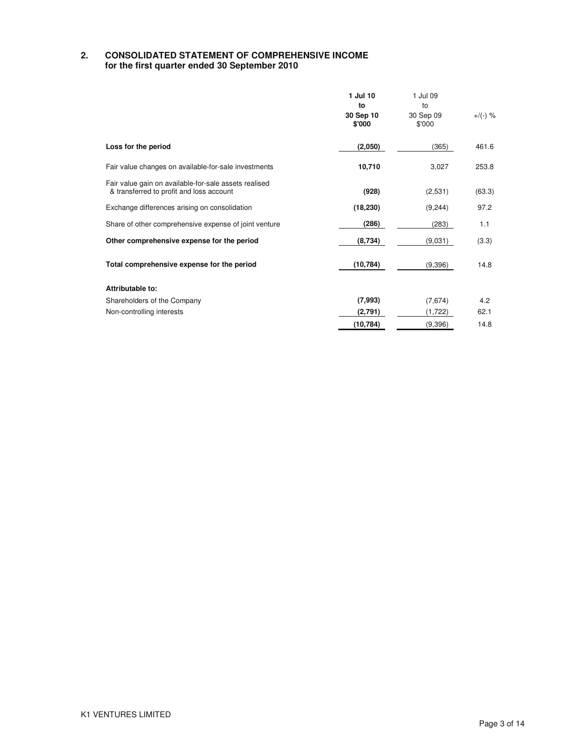## 2. CONSOLIDATED STATEMENT OF COMPREHENSIVE INCOME
**for the first quarter ended 30 September 2010**

| | **1 Jul 10 to 30 Sep 10 $'000** | 1 Jul 09 to 30 Sep 09 $'000 | +/(-) % |
|---|---|---|---|
| **Loss for the period** | **(2,050)** | (365) | 461.6 |
| Fair value changes on available-for-sale investments | **10,710** | 3,027 | 253.8 |
| Fair value gain on available-for-sale assets realised & transferred to profit and loss account | **(928)** | (2,531) | (63.3) |
| Exchange differences arising on consolidation | **(18,230)** | (9,244) | 97.2 |
| Share of other comprehensive expense of joint venture | **(286)** | (283) | 1.1 |
| **Other comprehensive expense for the period** | **(8,734)** | (9,031) | (3.3) |
| **Total comprehensive expense for the period** | **(10,784)** | (9,396) | 14.8 |
| **Attributable to:** | | | |
| Shareholders of the Company | **(7,993)** | (7,674) | 4.2 |
| Non-controlling interests | **(2,791)** | (1,722) | 62.1 |
| | **(10,784)** | (9,396) | 14.8 |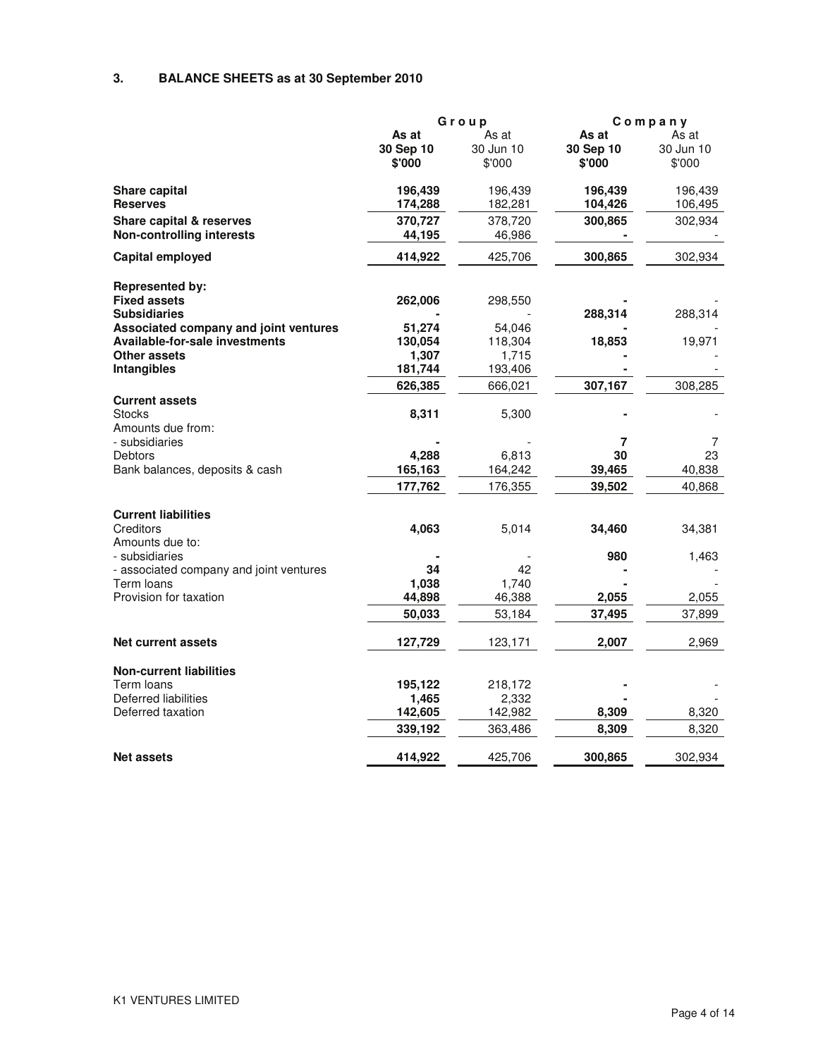## 3. BALANCE SHEETS as at 30 September 2010

| | Group | | Company | |
|---|---|---|---|---|
| | **As at 30 Sep 10 $'000** | As at 30 Jun 10 $'000 | **As at 30 Sep 10 $'000** | As at 30 Jun 10 $'000 |
| **Share capital** | **196,439** | 196,439 | **196,439** | 196,439 |
| **Reserves** | **174,288** | 182,281 | **104,426** | 106,495 |
| **Share capital & reserves** | **370,727** | 378,720 | **300,865** | 302,934 |
| **Non-controlling interests** | **44,195** | 46,986 | **-** | - |
| **Capital employed** | **414,922** | 425,706 | **300,865** | 302,934 |
| **Represented by:** | | | | |
| **Fixed assets** | **262,006** | 298,550 | **-** | - |
| **Subsidiaries** | **-** | - | **288,314** | 288,314 |
| **Associated company and joint ventures** | **51,274** | 54,046 | **-** | - |
| **Available-for-sale investments** | **130,054** | 118,304 | **18,853** | 19,971 |
| **Other assets** | **1,307** | 1,715 | **-** | - |
| **Intangibles** | **181,744** | 193,406 | **-** | - |
| | **626,385** | 666,021 | **307,167** | 308,285 |
| **Current assets** | | | | |
| Stocks | **8,311** | 5,300 | **-** | - |
| Amounts due from: | | | | |
| - subsidiaries | **-** | - | **7** | 7 |
| Debtors | **4,288** | 6,813 | **30** | 23 |
| Bank balances, deposits & cash | **165,163** | 164,242 | **39,465** | 40,838 |
| | **177,762** | 176,355 | **39,502** | 40,868 |
| **Current liabilities** | | | | |
| Creditors | **4,063** | 5,014 | **34,460** | 34,381 |
| Amounts due to: | | | | |
| - subsidiaries | **-** | - | **980** | 1,463 |
| - associated company and joint ventures | **34** | 42 | **-** | - |
| Term loans | **1,038** | 1,740 | **-** | - |
| Provision for taxation | **44,898** | 46,388 | **2,055** | 2,055 |
| | **50,033** | 53,184 | **37,495** | 37,899 |
| **Net current assets** | **127,729** | 123,171 | **2,007** | 2,969 |
| **Non-current liabilities** | | | | |
| Term loans | **195,122** | 218,172 | **-** | - |
| Deferred liabilities | **1,465** | 2,332 | **-** | - |
| Deferred taxation | **142,605** | 142,982 | **8,309** | 8,320 |
| | **339,192** | 363,486 | **8,309** | 8,320 |
| **Net assets** | **414,922** | 425,706 | **300,865** | 302,934 |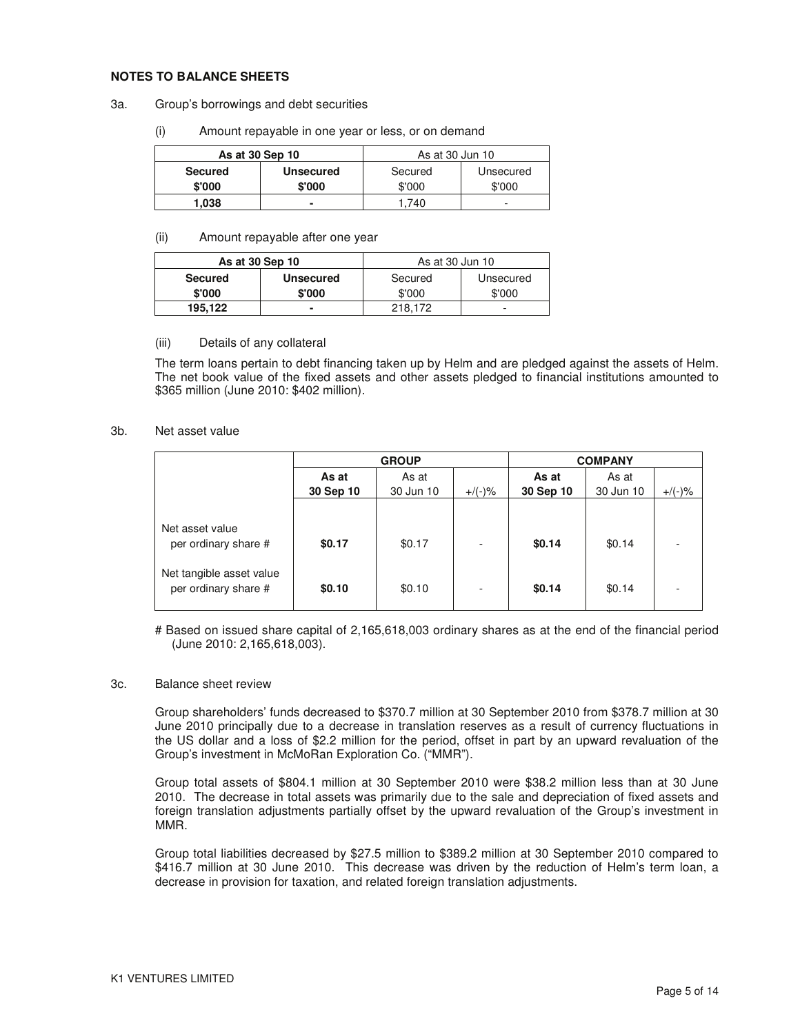**NOTES TO BALANCE SHEETS**

3a. Group's borrowings and debt securities

(i) Amount repayable in one year or less, or on demand

| **As at 30 Sep 10** | | As at 30 Jun 10 | |
|---|---|---|---|
| **Secured** **$'000** | **Unsecured** **$'000** | Secured $'000 | Unsecured $'000 |
| **1,038** | **-** | 1,740 | - |

(ii) Amount repayable after one year

| **As at 30 Sep 10** | | As at 30 Jun 10 | |
|---|---|---|---|
| **Secured** **$'000** | **Unsecured** **$'000** | Secured $'000 | Unsecured $'000 |
| **195,122** | **-** | 218,172 | - |

(iii) Details of any collateral

The term loans pertain to debt financing taken up by Helm and are pledged against the assets of Helm. The net book value of the fixed assets and other assets pledged to financial institutions amounted to $365 million (June 2010: $402 million).

3b. Net asset value

| | **GROUP** | | | **COMPANY** | | |
|---|---|---|---|---|---|---|
| | **As at 30 Sep 10** | As at 30 Jun 10 | +/(-)% | **As at 30 Sep 10** | As at 30 Jun 10 | +/(-)% |
| Net asset value per ordinary share # | **$0.17** | $0.17 | - | **$0.14** | $0.14 | - |
| Net tangible asset value per ordinary share # | **$0.10** | $0.10 | - | **$0.14** | $0.14 | - |

# Based on issued share capital of 2,165,618,003 ordinary shares as at the end of the financial period (June 2010: 2,165,618,003).

3c. Balance sheet review

Group shareholders' funds decreased to $370.7 million at 30 September 2010 from $378.7 million at 30 June 2010 principally due to a decrease in translation reserves as a result of currency fluctuations in the US dollar and a loss of $2.2 million for the period, offset in part by an upward revaluation of the Group's investment in McMoRan Exploration Co. ("MMR").

Group total assets of $804.1 million at 30 September 2010 were $38.2 million less than at 30 June 2010. The decrease in total assets was primarily due to the sale and depreciation of fixed assets and foreign translation adjustments partially offset by the upward revaluation of the Group's investment in MMR.

Group total liabilities decreased by $27.5 million to $389.2 million at 30 September 2010 compared to $416.7 million at 30 June 2010. This decrease was driven by the reduction of Helm's term loan, a decrease in provision for taxation, and related foreign translation adjustments.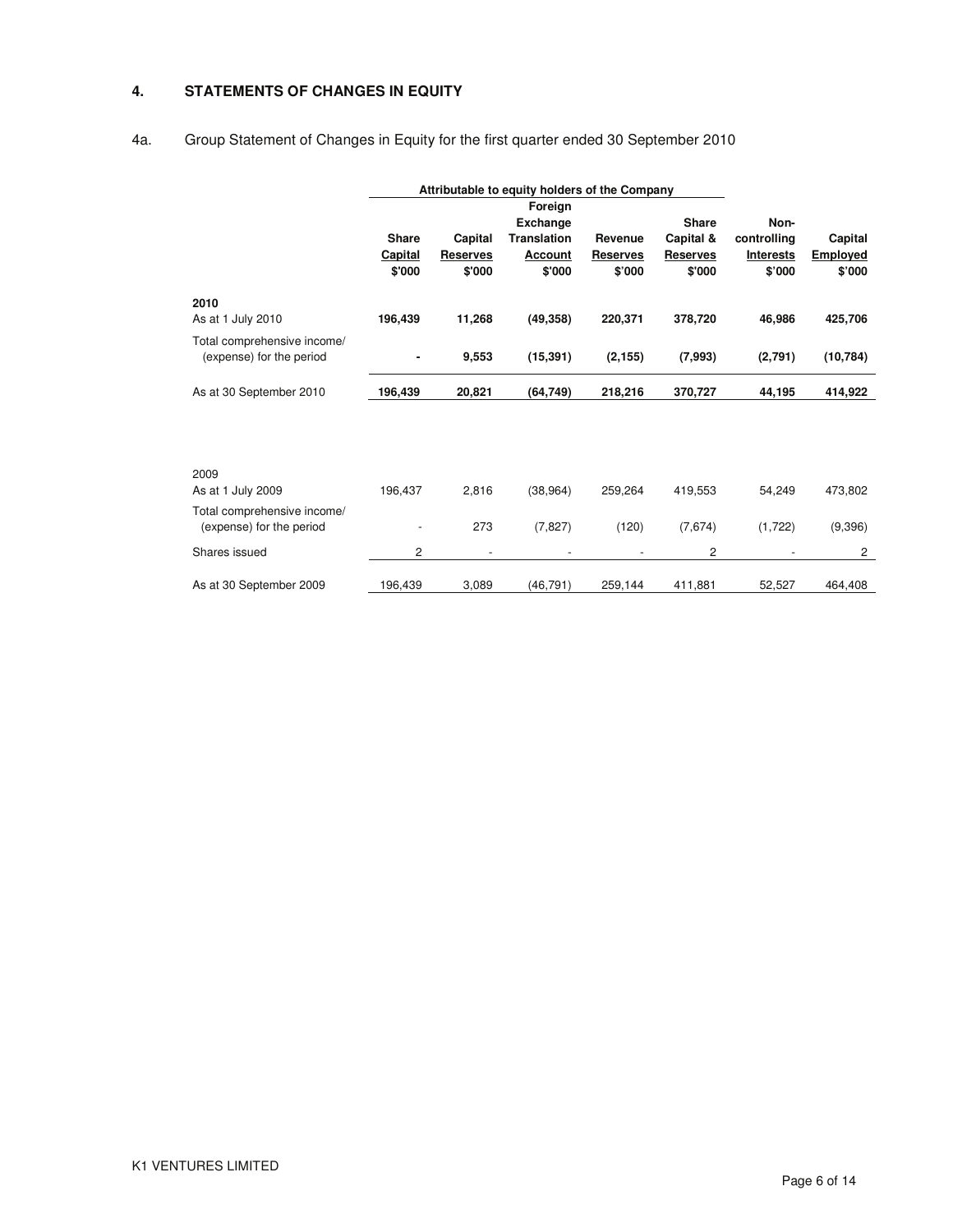## 4. STATEMENTS OF CHANGES IN EQUITY

4a. Group Statement of Changes in Equity for the first quarter ended 30 September 2010

| | Attributable to equity holders of the Company | | | | | | |
|---|---|---|---|---|---|---|---|
| | Share Capital $'000 | Capital Reserves $'000 | Foreign Exchange Translation Account $'000 | Revenue Reserves $'000 | Share Capital & Reserves $'000 | Non-controlling Interests $'000 | Capital Employed $'000 |
| **2010** | | | | | | | |
| As at 1 July 2010 | **196,439** | **11,268** | **(49,358)** | **220,371** | **378,720** | **46,986** | **425,706** |
| Total comprehensive income/ (expense) for the period | **-** | **9,553** | **(15,391)** | **(2,155)** | **(7,993)** | **(2,791)** | **(10,784)** |
| As at 30 September 2010 | **196,439** | **20,821** | **(64,749)** | **218,216** | **370,727** | **44,195** | **414,922** |
| 2009 | | | | | | | |
| As at 1 July 2009 | 196,437 | 2,816 | (38,964) | 259,264 | 419,553 | 54,249 | 473,802 |
| Total comprehensive income/ (expense) for the period | - | 273 | (7,827) | (120) | (7,674) | (1,722) | (9,396) |
| Shares issued | 2 | - | - | - | 2 | - | 2 |
| As at 30 September 2009 | 196,439 | 3,089 | (46,791) | 259,144 | 411,881 | 52,527 | 464,408 |

K1 VENTURES LIMITED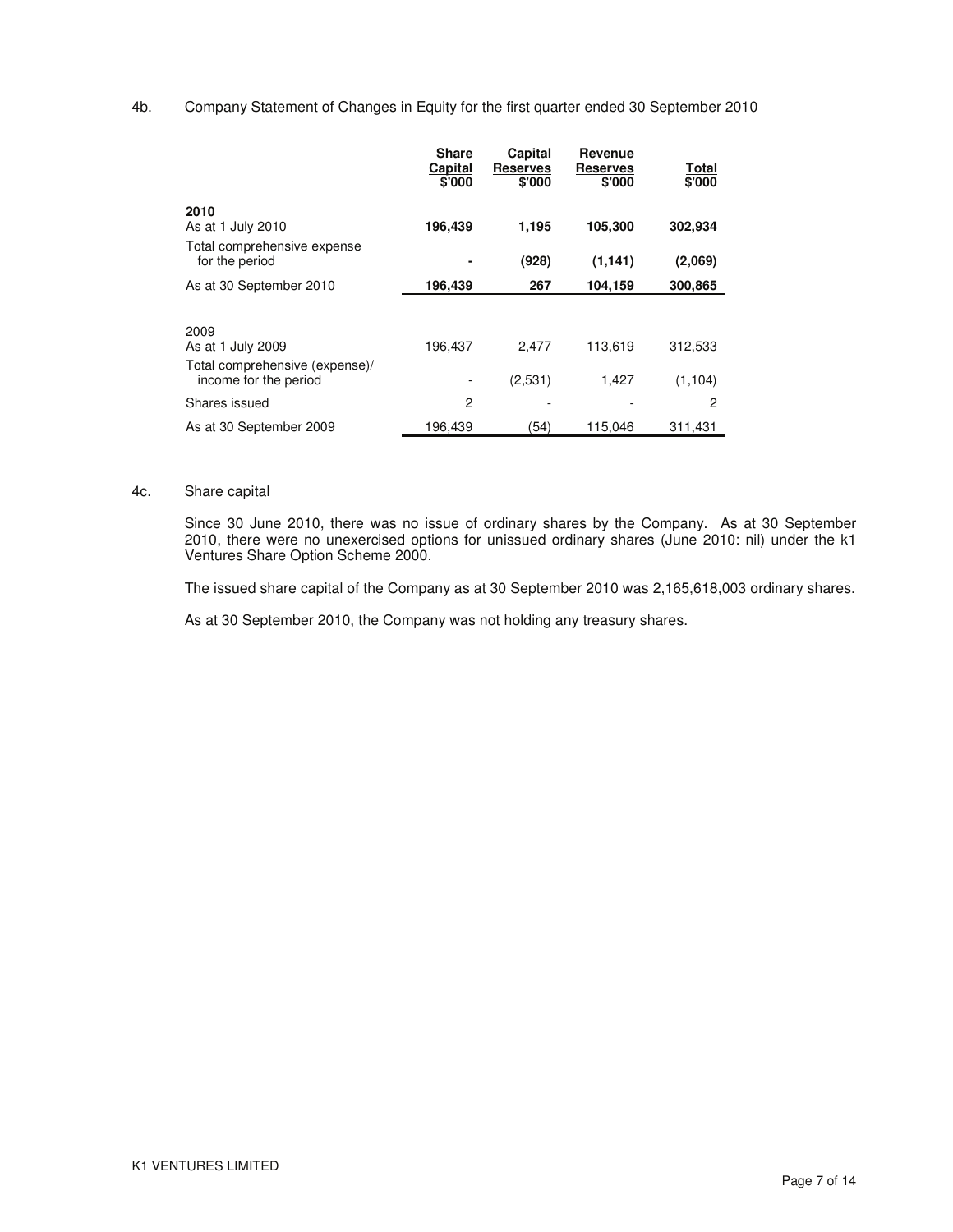4b. Company Statement of Changes in Equity for the first quarter ended 30 September 2010

| | Share Capital $'000 | Capital Reserves $'000 | Revenue Reserves $'000 | Total $'000 |
|---|---|---|---|---|
| **2010** | | | | |
| As at 1 July 2010 | **196,439** | **1,195** | **105,300** | **302,934** |
| Total comprehensive expense for the period | **-** | **(928)** | **(1,141)** | **(2,069)** |
| As at 30 September 2010 | **196,439** | **267** | **104,159** | **300,865** |
| | | | | |
| 2009 | | | | |
| As at 1 July 2009 | 196,437 | 2,477 | 113,619 | 312,533 |
| Total comprehensive (expense)/ income for the period | - | (2,531) | 1,427 | (1,104) |
| Shares issued | 2 | - | - | 2 |
| As at 30 September 2009 | 196,439 | (54) | 115,046 | 311,431 |

4c. Share capital

Since 30 June 2010, there was no issue of ordinary shares by the Company. As at 30 September 2010, there were no unexercised options for unissued ordinary shares (June 2010: nil) under the k1 Ventures Share Option Scheme 2000.

The issued share capital of the Company as at 30 September 2010 was 2,165,618,003 ordinary shares.

As at 30 September 2010, the Company was not holding any treasury shares.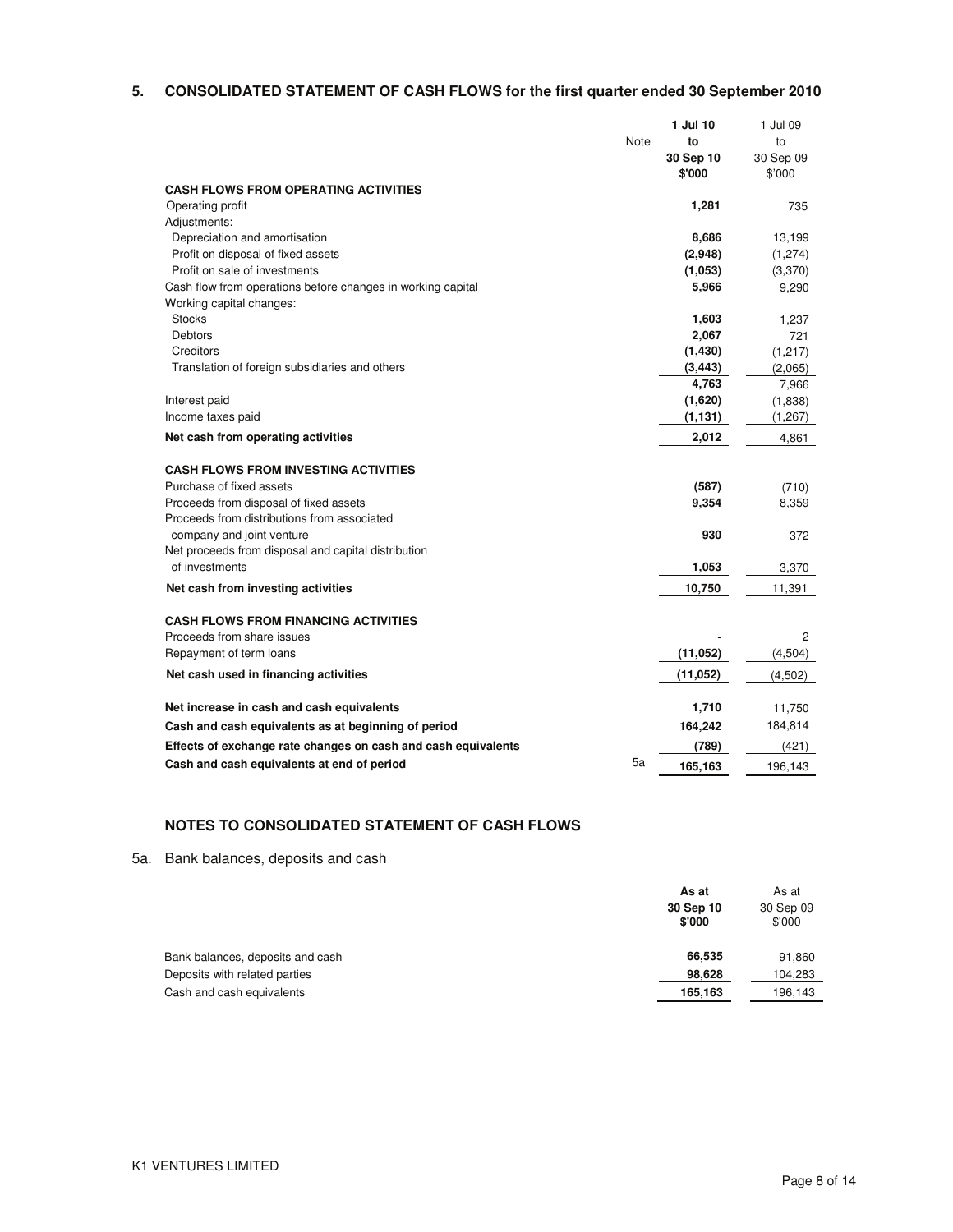## 5. CONSOLIDATED STATEMENT OF CASH FLOWS for the first quarter ended 30 September 2010

| | Note | **1 Jul 10 to 30 Sep 10 $'000** | 1 Jul 09 to 30 Sep 09 $'000 |
|---|---|---|---|
| **CASH FLOWS FROM OPERATING ACTIVITIES** | | | |
| Operating profit | | **1,281** | 735 |
| Adjustments: | | | |
| Depreciation and amortisation | | **8,686** | 13,199 |
| Profit on disposal of fixed assets | | **(2,948)** | (1,274) |
| Profit on sale of investments | | **(1,053)** | (3,370) |
| Cash flow from operations before changes in working capital | | **5,966** | 9,290 |
| Working capital changes: | | | |
| Stocks | | **1,603** | 1,237 |
| Debtors | | **2,067** | 721 |
| Creditors | | **(1,430)** | (1,217) |
| Translation of foreign subsidiaries and others | | **(3,443)** | (2,065) |
| | | **4,763** | 7,966 |
| Interest paid | | **(1,620)** | (1,838) |
| Income taxes paid | | **(1,131)** | (1,267) |
| **Net cash from operating activities** | | **2,012** | 4,861 |
| **CASH FLOWS FROM INVESTING ACTIVITIES** | | | |
| Purchase of fixed assets | | **(587)** | (710) |
| Proceeds from disposal of fixed assets | | **9,354** | 8,359 |
| Proceeds from distributions from associated company and joint venture | | **930** | 372 |
| Net proceeds from disposal and capital distribution of investments | | **1,053** | 3,370 |
| **Net cash from investing activities** | | **10,750** | 11,391 |
| **CASH FLOWS FROM FINANCING ACTIVITIES** | | | |
| Proceeds from share issues | | **-** | 2 |
| Repayment of term loans | | **(11,052)** | (4,504) |
| **Net cash used in financing activities** | | **(11,052)** | (4,502) |
| **Net increase in cash and cash equivalents** | | **1,710** | 11,750 |
| **Cash and cash equivalents as at beginning of period** | | **164,242** | 184,814 |
| **Effects of exchange rate changes on cash and cash equivalents** | | **(789)** | (421) |
| **Cash and cash equivalents at end of period** | 5a | **165,163** | 196,143 |

### NOTES TO CONSOLIDATED STATEMENT OF CASH FLOWS

5a. Bank balances, deposits and cash

| | **As at 30 Sep 10 $'000** | As at 30 Sep 09 $'000 |
|---|---|---|
| Bank balances, deposits and cash | **66,535** | 91,860 |
| Deposits with related parties | **98,628** | 104,283 |
| Cash and cash equivalents | **165,163** | 196,143 |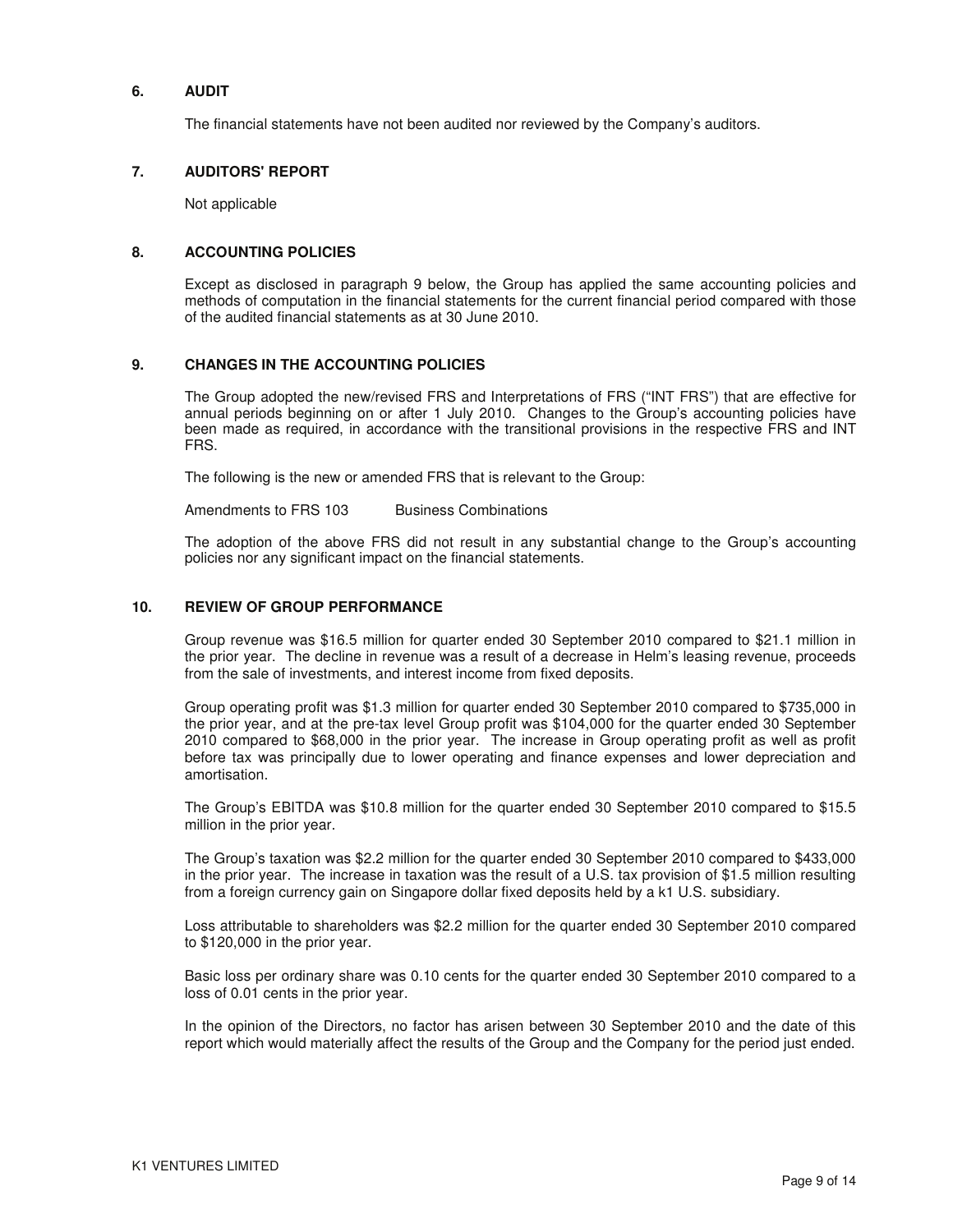## 6. AUDIT

The financial statements have not been audited nor reviewed by the Company's auditors.

## 7. AUDITORS' REPORT

Not applicable

## 8. ACCOUNTING POLICIES

Except as disclosed in paragraph 9 below, the Group has applied the same accounting policies and methods of computation in the financial statements for the current financial period compared with those of the audited financial statements as at 30 June 2010.

## 9. CHANGES IN THE ACCOUNTING POLICIES

The Group adopted the new/revised FRS and Interpretations of FRS ("INT FRS") that are effective for annual periods beginning on or after 1 July 2010. Changes to the Group's accounting policies have been made as required, in accordance with the transitional provisions in the respective FRS and INT FRS.

The following is the new or amended FRS that is relevant to the Group:

Amendments to FRS 103 Business Combinations

The adoption of the above FRS did not result in any substantial change to the Group's accounting policies nor any significant impact on the financial statements.

## 10. REVIEW OF GROUP PERFORMANCE

Group revenue was $16.5 million for quarter ended 30 September 2010 compared to $21.1 million in the prior year. The decline in revenue was a result of a decrease in Helm's leasing revenue, proceeds from the sale of investments, and interest income from fixed deposits.

Group operating profit was $1.3 million for quarter ended 30 September 2010 compared to $735,000 in the prior year, and at the pre-tax level Group profit was $104,000 for the quarter ended 30 September 2010 compared to $68,000 in the prior year. The increase in Group operating profit as well as profit before tax was principally due to lower operating and finance expenses and lower depreciation and amortisation.

The Group's EBITDA was $10.8 million for the quarter ended 30 September 2010 compared to $15.5 million in the prior year.

The Group's taxation was $2.2 million for the quarter ended 30 September 2010 compared to $433,000 in the prior year. The increase in taxation was the result of a U.S. tax provision of $1.5 million resulting from a foreign currency gain on Singapore dollar fixed deposits held by a k1 U.S. subsidiary.

Loss attributable to shareholders was $2.2 million for the quarter ended 30 September 2010 compared to $120,000 in the prior year.

Basic loss per ordinary share was 0.10 cents for the quarter ended 30 September 2010 compared to a loss of 0.01 cents in the prior year.

In the opinion of the Directors, no factor has arisen between 30 September 2010 and the date of this report which would materially affect the results of the Group and the Company for the period just ended.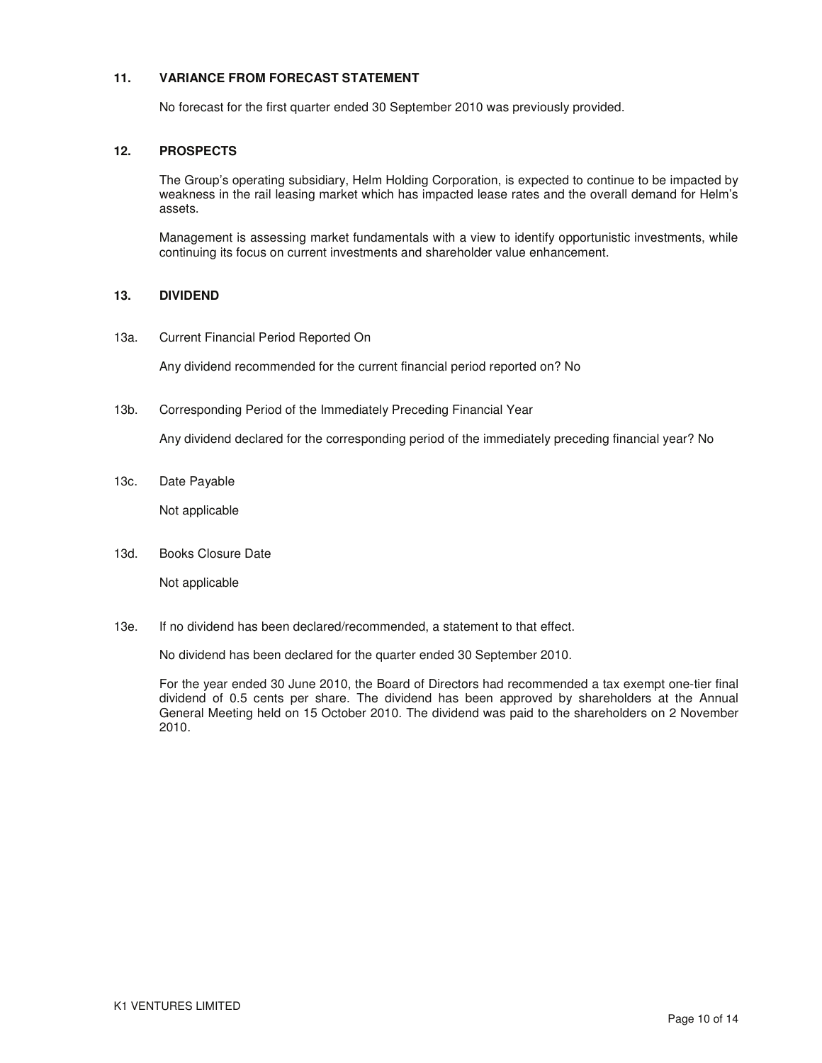## 11. VARIANCE FROM FORECAST STATEMENT

No forecast for the first quarter ended 30 September 2010 was previously provided.

## 12. PROSPECTS

The Group's operating subsidiary, Helm Holding Corporation, is expected to continue to be impacted by weakness in the rail leasing market which has impacted lease rates and the overall demand for Helm's assets.

Management is assessing market fundamentals with a view to identify opportunistic investments, while continuing its focus on current investments and shareholder value enhancement.

## 13. DIVIDEND

13a. Current Financial Period Reported On

Any dividend recommended for the current financial period reported on? No

13b. Corresponding Period of the Immediately Preceding Financial Year

Any dividend declared for the corresponding period of the immediately preceding financial year? No

13c. Date Payable

Not applicable

13d. Books Closure Date

Not applicable

13e. If no dividend has been declared/recommended, a statement to that effect.

No dividend has been declared for the quarter ended 30 September 2010.

For the year ended 30 June 2010, the Board of Directors had recommended a tax exempt one-tier final dividend of 0.5 cents per share. The dividend has been approved by shareholders at the Annual General Meeting held on 15 October 2010. The dividend was paid to the shareholders on 2 November 2010.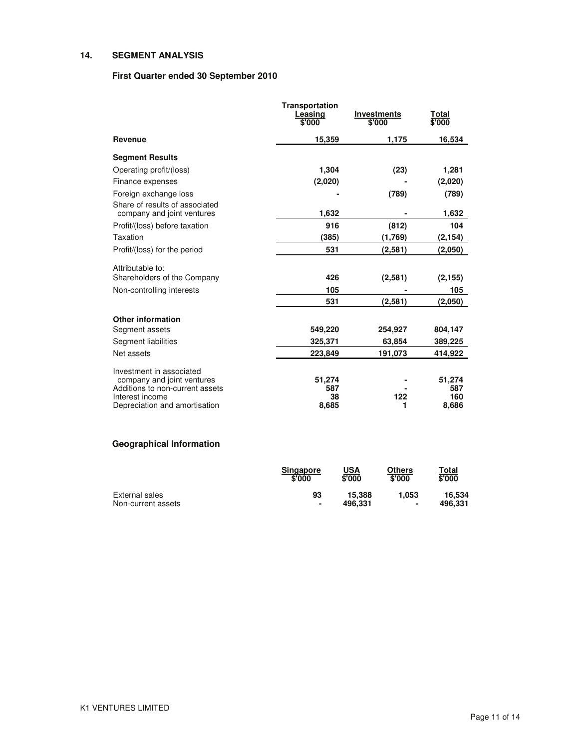## 14. SEGMENT ANALYSIS

### First Quarter ended 30 September 2010

| | Transportation Leasing $'000 | Investments $'000 | Total $'000 |
|---|---|---|---|
| **Revenue** | 15,359 | 1,175 | 16,534 |
| **Segment Results** | | | |
| Operating profit/(loss) | 1,304 | (23) | 1,281 |
| Finance expenses | (2,020) | - | (2,020) |
| Foreign exchange loss | - | (789) | (789) |
| Share of results of associated company and joint ventures | 1,632 | - | 1,632 |
| Profit/(loss) before taxation | 916 | (812) | 104 |
| Taxation | (385) | (1,769) | (2,154) |
| Profit/(loss) for the period | 531 | (2,581) | (2,050) |
| Attributable to: | | | |
| Shareholders of the Company | 426 | (2,581) | (2,155) |
| Non-controlling interests | 105 | - | 105 |
| | 531 | (2,581) | (2,050) |
| **Other information** | | | |
| Segment assets | 549,220 | 254,927 | 804,147 |
| Segment liabilities | 325,371 | 63,854 | 389,225 |
| Net assets | 223,849 | 191,073 | 414,922 |
| Investment in associated company and joint ventures | 51,274 | - | 51,274 |
| Additions to non-current assets | 587 | - | 587 |
| Interest income | 38 | 122 | 160 |
| Depreciation and amortisation | 8,685 | 1 | 8,686 |

### Geographical Information

| | Singapore $'000 | USA $'000 | Others $'000 | Total $'000 |
|---|---|---|---|---|
| External sales | 93 | 15,388 | 1,053 | 16,534 |
| Non-current assets | - | 496,331 | - | 496,331 |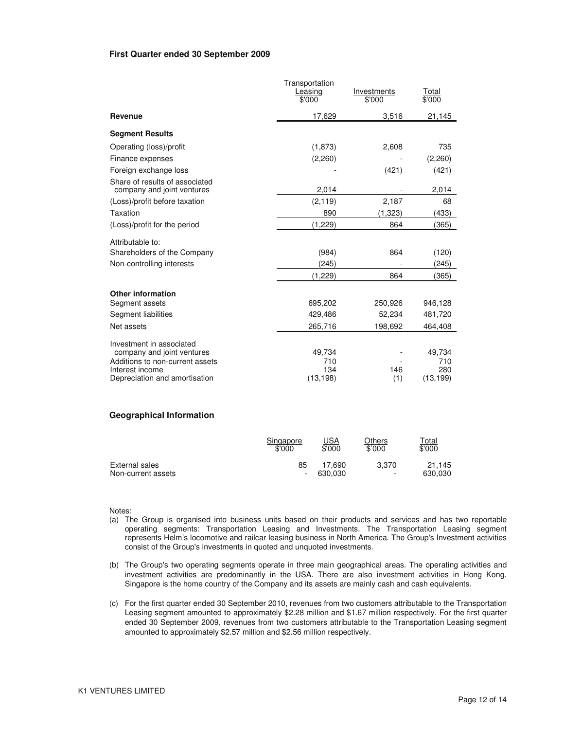**First Quarter ended 30 September 2009**

| | Transportation Leasing $'000 | Investments $'000 | Total $'000 |
|---|---|---|---|
| **Revenue** | 17,629 | 3,516 | 21,145 |
| **Segment Results** | | | |
| Operating (loss)/profit | (1,873) | 2,608 | 735 |
| Finance expenses | (2,260) | - | (2,260) |
| Foreign exchange loss | - | (421) | (421) |
| Share of results of associated company and joint ventures | 2,014 | - | 2,014 |
| (Loss)/profit before taxation | (2,119) | 2,187 | 68 |
| Taxation | 890 | (1,323) | (433) |
| (Loss)/profit for the period | (1,229) | 864 | (365) |
| Attributable to: | | | |
| Shareholders of the Company | (984) | 864 | (120) |
| Non-controlling interests | (245) | - | (245) |
| | (1,229) | 864 | (365) |
| **Other information** | | | |
| Segment assets | 695,202 | 250,926 | 946,128 |
| Segment liabilities | 429,486 | 52,234 | 481,720 |
| Net assets | 265,716 | 198,692 | 464,408 |
| Investment in associated company and joint ventures | 49,734 | - | 49,734 |
| Additions to non-current assets | 710 | - | 710 |
| Interest income | 134 | 146 | 280 |
| Depreciation and amortisation | (13,198) | (1) | (13,199) |

**Geographical Information**

| | Singapore $'000 | USA $'000 | Others $'000 | Total $'000 |
|---|---|---|---|---|
| External sales | 85 | 17,690 | 3,370 | 21,145 |
| Non-current assets | - | 630,030 | - | 630,030 |

Notes:

(a) The Group is organised into business units based on their products and services and has two reportable operating segments: Transportation Leasing and Investments. The Transportation Leasing segment represents Helm's locomotive and railcar leasing business in North America. The Group's Investment activities consist of the Group's investments in quoted and unquoted investments.

(b) The Group's two operating segments operate in three main geographical areas. The operating activities and investment activities are predominantly in the USA. There are also investment activities in Hong Kong. Singapore is the home country of the Company and its assets are mainly cash and cash equivalents.

(c) For the first quarter ended 30 September 2010, revenues from two customers attributable to the Transportation Leasing segment amounted to approximately $2.28 million and $1.67 million respectively. For the first quarter ended 30 September 2009, revenues from two customers attributable to the Transportation Leasing segment amounted to approximately $2.57 million and $2.56 million respectively.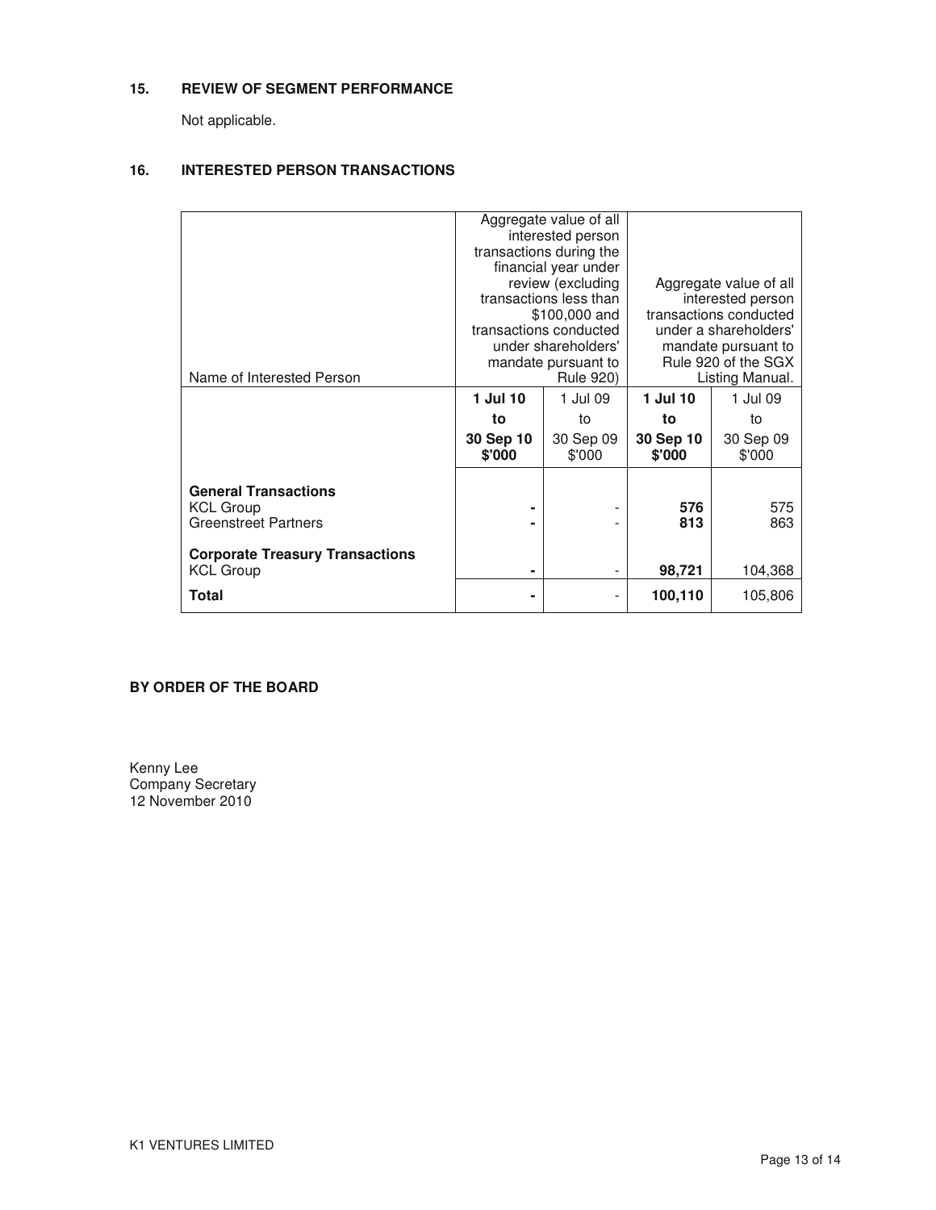## 15. REVIEW OF SEGMENT PERFORMANCE

Not applicable.

## 16. INTERESTED PERSON TRANSACTIONS

| Name of Interested Person | Aggregate value of all interested person transactions during the financial year under review (excluding transactions less than $100,000 and transactions conducted under shareholders' mandate pursuant to Rule 920) | | Aggregate value of all interested person transactions conducted under a shareholders' mandate pursuant to Rule 920 of the SGX Listing Manual. | |
|---|---|---|---|---|
| | **1 Jul 10 to 30 Sep 10 $'000** | 1 Jul 09 to 30 Sep 09 $'000 | **1 Jul 10 to 30 Sep 10 $'000** | 1 Jul 09 to 30 Sep 09 $'000 |
| **General Transactions** | | | | |
| KCL Group | **-** | - | **576** | 575 |
| Greenstreet Partners | **-** | - | **813** | 863 |
| **Corporate Treasury Transactions** | | | | |
| KCL Group | **-** | - | **98,721** | 104,368 |
| **Total** | **-** | - | **100,110** | 105,806 |

**BY ORDER OF THE BOARD**

Kenny Lee
Company Secretary
12 November 2010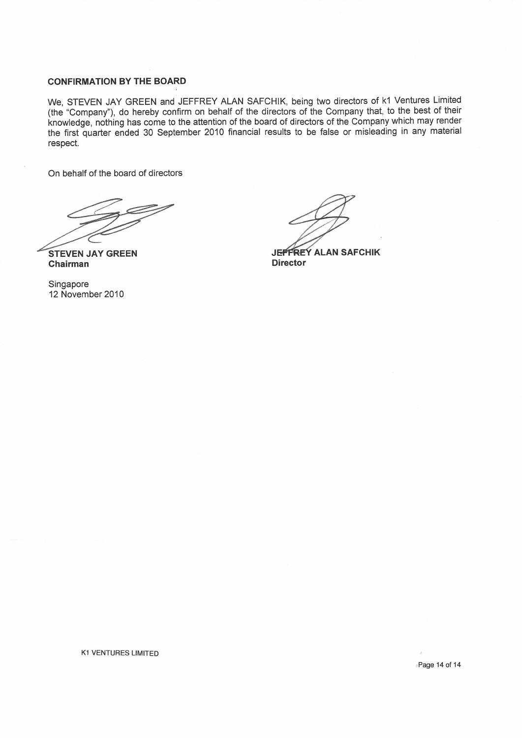**CONFIRMATION BY THE BOARD**

We, STEVEN JAY GREEN and JEFFREY ALAN SAFCHIK, being two directors of k1 Ventures Limited (the "Company"), do hereby confirm on behalf of the directors of the Company that, to the best of their knowledge, nothing has come to the attention of the board of directors of the Company which may render the first quarter ended 30 September 2010 financial results to be false or misleading in any material respect.

On behalf of the board of directors

**STEVEN JAY GREEN**
**Chairman**

**JEFFREY ALAN SAFCHIK**
**Director**

Singapore
12 November 2010